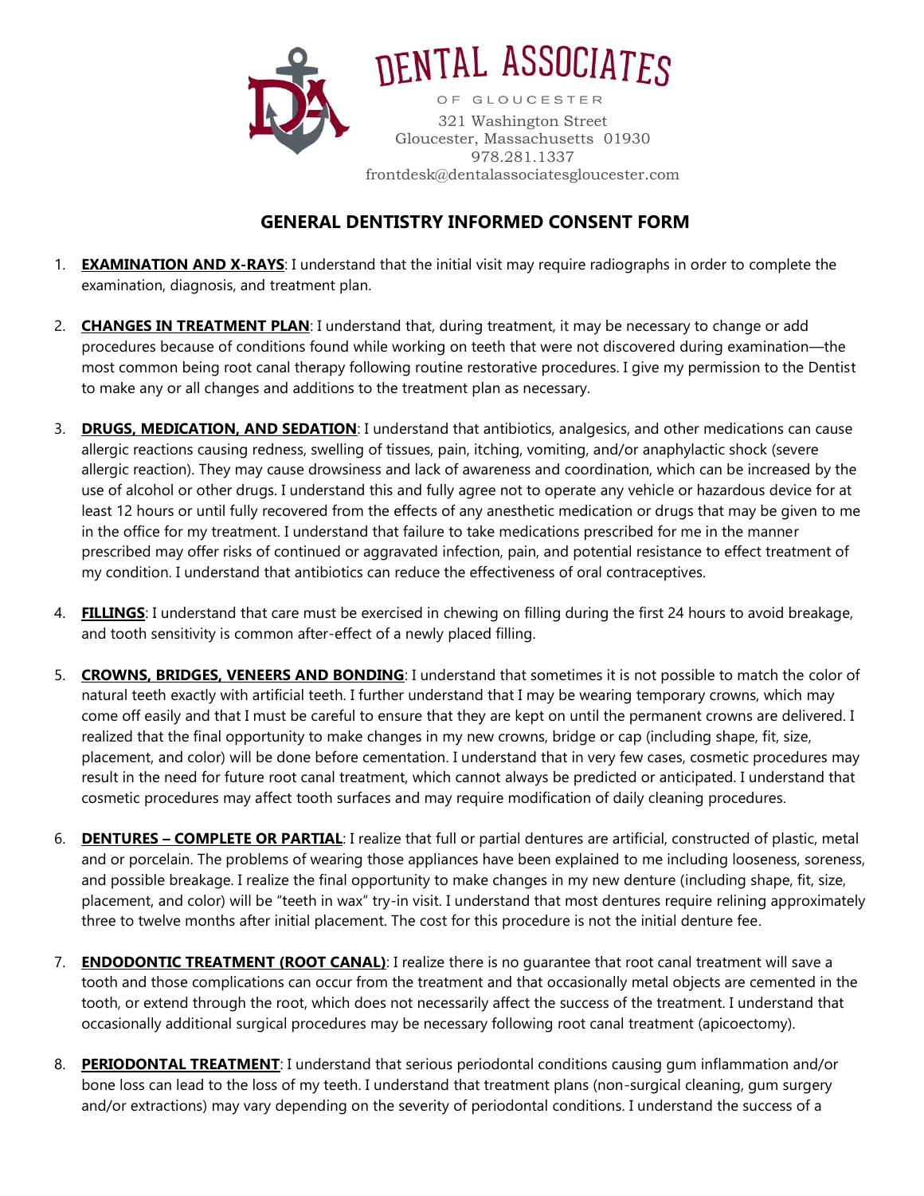# DENTAL ASSOCIATES

OF GLOUCESTER
321 Washington Street
Gloucester, Massachusetts 01930
978.281.1337
frontdesk@dentalassociatesgloucester.com

## GENERAL DENTISTRY INFORMED CONSENT FORM

1. **EXAMINATION AND X-RAYS**: I understand that the initial visit may require radiographs in order to complete the examination, diagnosis, and treatment plan.

2. **CHANGES IN TREATMENT PLAN**: I understand that, during treatment, it may be necessary to change or add procedures because of conditions found while working on teeth that were not discovered during examination—the most common being root canal therapy following routine restorative procedures. I give my permission to the Dentist to make any or all changes and additions to the treatment plan as necessary.

3. **DRUGS, MEDICATION, AND SEDATION**: I understand that antibiotics, analgesics, and other medications can cause allergic reactions causing redness, swelling of tissues, pain, itching, vomiting, and/or anaphylactic shock (severe allergic reaction). They may cause drowsiness and lack of awareness and coordination, which can be increased by the use of alcohol or other drugs. I understand this and fully agree not to operate any vehicle or hazardous device for at least 12 hours or until fully recovered from the effects of any anesthetic medication or drugs that may be given to me in the office for my treatment. I understand that failure to take medications prescribed for me in the manner prescribed may offer risks of continued or aggravated infection, pain, and potential resistance to effect treatment of my condition. I understand that antibiotics can reduce the effectiveness of oral contraceptives.

4. **FILLINGS**: I understand that care must be exercised in chewing on filling during the first 24 hours to avoid breakage, and tooth sensitivity is common after-effect of a newly placed filling.

5. **CROWNS, BRIDGES, VENEERS AND BONDING**: I understand that sometimes it is not possible to match the color of natural teeth exactly with artificial teeth. I further understand that I may be wearing temporary crowns, which may come off easily and that I must be careful to ensure that they are kept on until the permanent crowns are delivered. I realized that the final opportunity to make changes in my new crowns, bridge or cap (including shape, fit, size, placement, and color) will be done before cementation. I understand that in very few cases, cosmetic procedures may result in the need for future root canal treatment, which cannot always be predicted or anticipated. I understand that cosmetic procedures may affect tooth surfaces and may require modification of daily cleaning procedures.

6. **DENTURES – COMPLETE OR PARTIAL**: I realize that full or partial dentures are artificial, constructed of plastic, metal and or porcelain. The problems of wearing those appliances have been explained to me including looseness, soreness, and possible breakage. I realize the final opportunity to make changes in my new denture (including shape, fit, size, placement, and color) will be "teeth in wax" try-in visit. I understand that most dentures require relining approximately three to twelve months after initial placement. The cost for this procedure is not the initial denture fee.

7. **ENDODONTIC TREATMENT (ROOT CANAL)**: I realize there is no guarantee that root canal treatment will save a tooth and those complications can occur from the treatment and that occasionally metal objects are cemented in the tooth, or extend through the root, which does not necessarily affect the success of the treatment. I understand that occasionally additional surgical procedures may be necessary following root canal treatment (apicoectomy).

8. **PERIODONTAL TREATMENT**: I understand that serious periodontal conditions causing gum inflammation and/or bone loss can lead to the loss of my teeth. I understand that treatment plans (non-surgical cleaning, gum surgery and/or extractions) may vary depending on the severity of periodontal conditions. I understand the success of a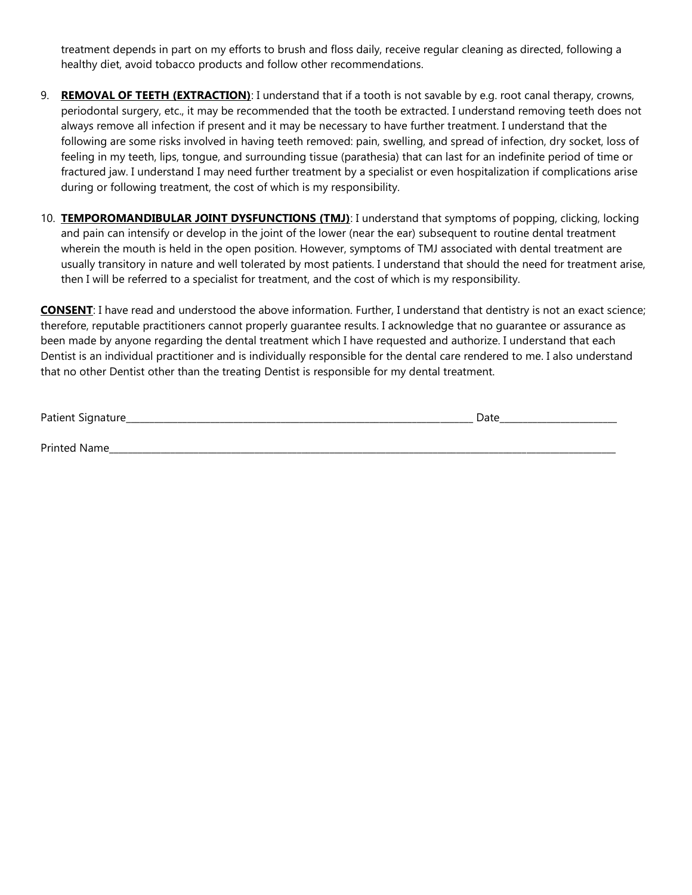treatment depends in part on my efforts to brush and floss daily, receive regular cleaning as directed, following a healthy diet, avoid tobacco products and follow other recommendations.

9. **REMOVAL OF TEETH (EXTRACTION)**: I understand that if a tooth is not savable by e.g. root canal therapy, crowns, periodontal surgery, etc., it may be recommended that the tooth be extracted. I understand removing teeth does not always remove all infection if present and it may be necessary to have further treatment. I understand that the following are some risks involved in having teeth removed: pain, swelling, and spread of infection, dry socket, loss of feeling in my teeth, lips, tongue, and surrounding tissue (parathesia) that can last for an indefinite period of time or fractured jaw. I understand I may need further treatment by a specialist or even hospitalization if complications arise during or following treatment, the cost of which is my responsibility.

10. **TEMPOROMANDIBULAR JOINT DYSFUNCTIONS (TMJ)**: I understand that symptoms of popping, clicking, locking and pain can intensify or develop in the joint of the lower (near the ear) subsequent to routine dental treatment wherein the mouth is held in the open position. However, symptoms of TMJ associated with dental treatment are usually transitory in nature and well tolerated by most patients. I understand that should the need for treatment arise, then I will be referred to a specialist for treatment, and the cost of which is my responsibility.

**CONSENT**: I have read and understood the above information. Further, I understand that dentistry is not an exact science; therefore, reputable practitioners cannot properly guarantee results. I acknowledge that no guarantee or assurance as been made by anyone regarding the dental treatment which I have requested and authorize. I understand that each Dentist is an individual practitioner and is individually responsible for the dental care rendered to me. I also understand that no other Dentist other than the treating Dentist is responsible for my dental treatment.

Patient Signature_______________________________________________ Date________________

Printed Name______________________________________________________________________